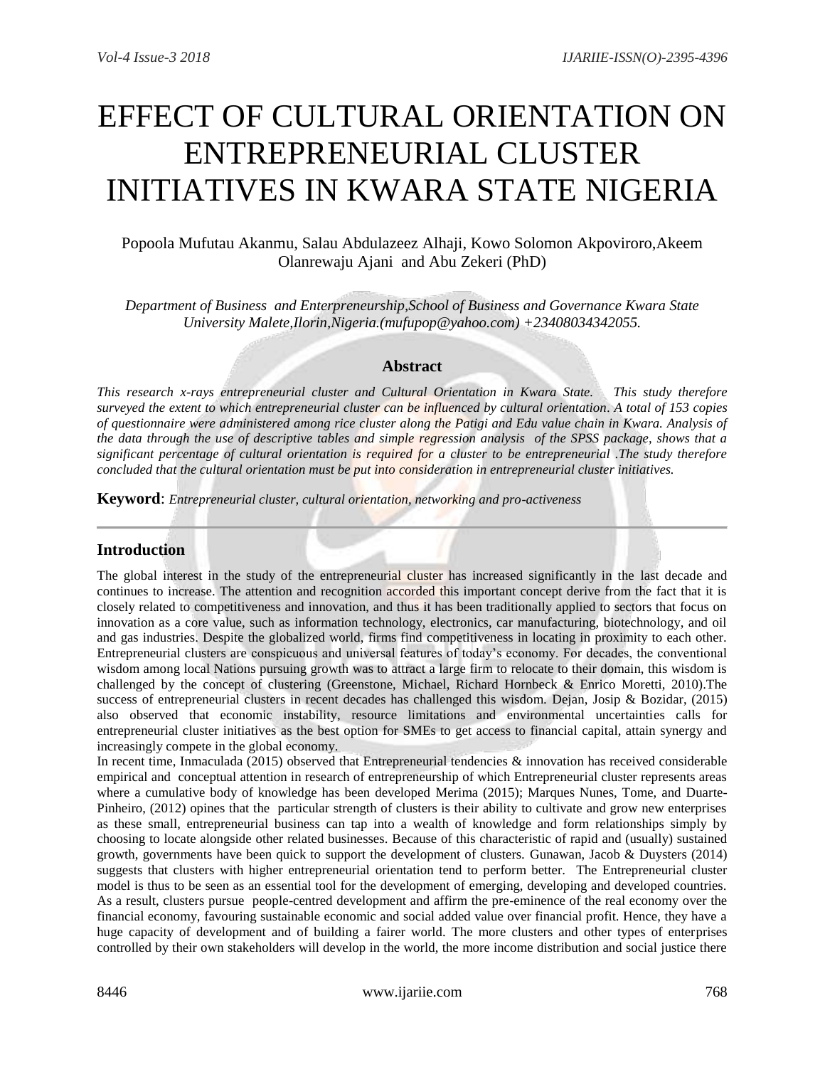# EFFECT OF CULTURAL ORIENTATION ON ENTREPRENEURIAL CLUSTER INITIATIVES IN KWARA STATE NIGERIA

Popoola Mufutau Akanmu, Salau Abdulazeez Alhaji, Kowo Solomon Akpoviroro,Akeem Olanrewaju Ajani and Abu Zekeri (PhD)

*Department of Business and Enterpreneurship,School of Business and Governance Kwara State University Malete,Ilorin,Nigeria.(mufupop@yahoo.com) +23408034342055.*

## Abstract

*This research x-rays entrepreneurial cluster and Cultural Orientation in Kwara State. This study therefore surveyed the extent to which entrepreneurial cluster can be influenced by cultural orientation. A total of 153 copies of questionnaire were administered among rice cluster along the Patigi and Edu value chain in Kwara. Analysis of the data through the use of descriptive tables and simple regression analysis of the SPSS package, shows that a significant percentage of cultural orientation is required for a cluster to be entrepreneurial .The study therefore concluded that the cultural orientation must be put into consideration in entrepreneurial cluster initiatives.*

**Keyword**: *Entrepreneurial cluster, cultural orientation, networking and pro-activeness*

## Introduction

The global interest in the study of the entrepreneurial cluster has increased significantly in the last decade and continues to increase. The attention and recognition accorded this important concept derive from the fact that it is closely related to competitiveness and innovation, and thus it has been traditionally applied to sectors that focus on innovation as a core value, such as information technology, electronics, car manufacturing, biotechnology, and oil and gas industries. Despite the globalized world, firms find competitiveness in locating in proximity to each other. Entrepreneurial clusters are conspicuous and universal features of today's economy. For decades, the conventional wisdom among local Nations pursuing growth was to attract a large firm to relocate to their domain, this wisdom is challenged by the concept of clustering (Greenstone, Michael, Richard Hornbeck & Enrico Moretti, 2010).The success of entrepreneurial clusters in recent decades has challenged this wisdom. Dejan, Josip & Bozidar, (2015) also observed that economic instability, resource limitations and environmental uncertainties calls for entrepreneurial cluster initiatives as the best option for SMEs to get access to financial capital, attain synergy and increasingly compete in the global economy.

In recent time, Inmaculada (2015) observed that Entrepreneurial tendencies & innovation has received considerable empirical and conceptual attention in research of entrepreneurship of which Entrepreneurial cluster represents areas where a cumulative body of knowledge has been developed Merima (2015); Marques Nunes, Tome, and Duarte-Pinheiro, (2012) opines that the particular strength of clusters is their ability to cultivate and grow new enterprises as these small, entrepreneurial business can tap into a wealth of knowledge and form relationships simply by choosing to locate alongside other related businesses. Because of this characteristic of rapid and (usually) sustained growth, governments have been quick to support the development of clusters. Gunawan, Jacob & Duysters (2014) suggests that clusters with higher entrepreneurial orientation tend to perform better. The Entrepreneurial cluster model is thus to be seen as an essential tool for the development of emerging, developing and developed countries. As a result, clusters pursue people-centred development and affirm the pre-eminence of the real economy over the financial economy, favouring sustainable economic and social added value over financial profit. Hence, they have a huge capacity of development and of building a fairer world. The more clusters and other types of enterprises controlled by their own stakeholders will develop in the world, the more income distribution and social justice there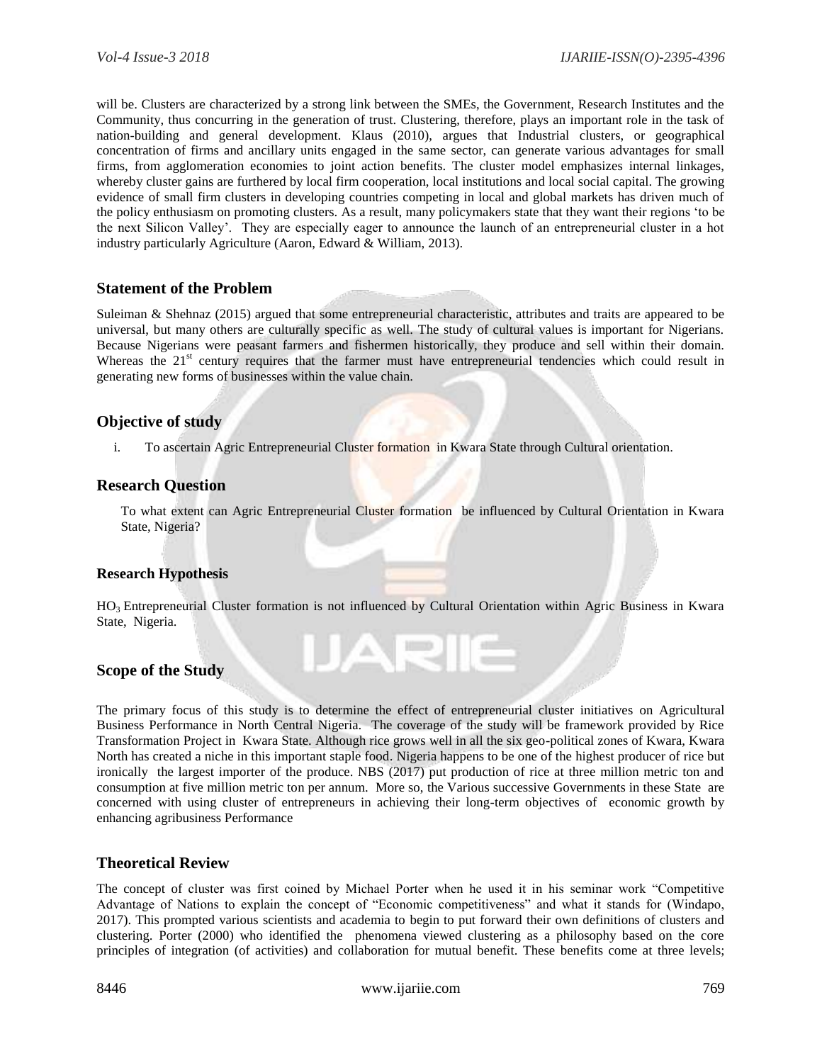will be. Clusters are characterized by a strong link between the SMEs, the Government, Research Institutes and the Community, thus concurring in the generation of trust. Clustering, therefore, plays an important role in the task of nation-building and general development. Klaus (2010), argues that Industrial clusters, or geographical concentration of firms and ancillary units engaged in the same sector, can generate various advantages for small firms, from agglomeration economies to joint action benefits. The cluster model emphasizes internal linkages, whereby cluster gains are furthered by local firm cooperation, local institutions and local social capital. The growing evidence of small firm clusters in developing countries competing in local and global markets has driven much of the policy enthusiasm on promoting clusters. As a result, many policymakers state that they want their regions 'to be the next Silicon Valley'. They are especially eager to announce the launch of an entrepreneurial cluster in a hot industry particularly Agriculture (Aaron, Edward & William, 2013).

## Statement of the Problem

Suleiman & Shehnaz (2015) argued that some entrepreneurial characteristic, attributes and traits are appeared to be universal, but many others are culturally specific as well. The study of cultural values is important for Nigerians. Because Nigerians were peasant farmers and fishermen historically, they produce and sell within their domain. Whereas the 21st century requires that the farmer must have entrepreneurial tendencies which could result in generating new forms of businesses within the value chain.

## Objective of study

i. To ascertain Agric Entrepreneurial Cluster formation in Kwara State through Cultural orientation.

## Research Question

To what extent can Agric Entrepreneurial Cluster formation be influenced by Cultural Orientation in Kwara State, Nigeria?

### Research Hypothesis

$HO_3$ Entrepreneurial Cluster formation is not influenced by Cultural Orientation within Agric Business in Kwara State, Nigeria.

## Scope of the Study

The primary focus of this study is to determine the effect of entrepreneurial cluster initiatives on Agricultural Business Performance in North Central Nigeria. The coverage of the study will be framework provided by Rice Transformation Project in Kwara State. Although rice grows well in all the six geo-political zones of Kwara, Kwara North has created a niche in this important staple food. Nigeria happens to be one of the highest producer of rice but ironically the largest importer of the produce. NBS (2017) put production of rice at three million metric ton and consumption at five million metric ton per annum. More so, the Various successive Governments in these State are concerned with using cluster of entrepreneurs in achieving their long-term objectives of economic growth by enhancing agribusiness Performance

## Theoretical Review

The concept of cluster was first coined by Michael Porter when he used it in his seminar work "Competitive Advantage of Nations to explain the concept of "Economic competitiveness" and what it stands for (Windapo, 2017). This prompted various scientists and academia to begin to put forward their own definitions of clusters and clustering. Porter (2000) who identified the phenomena viewed clustering as a philosophy based on the core principles of integration (of activities) and collaboration for mutual benefit. These benefits come at three levels;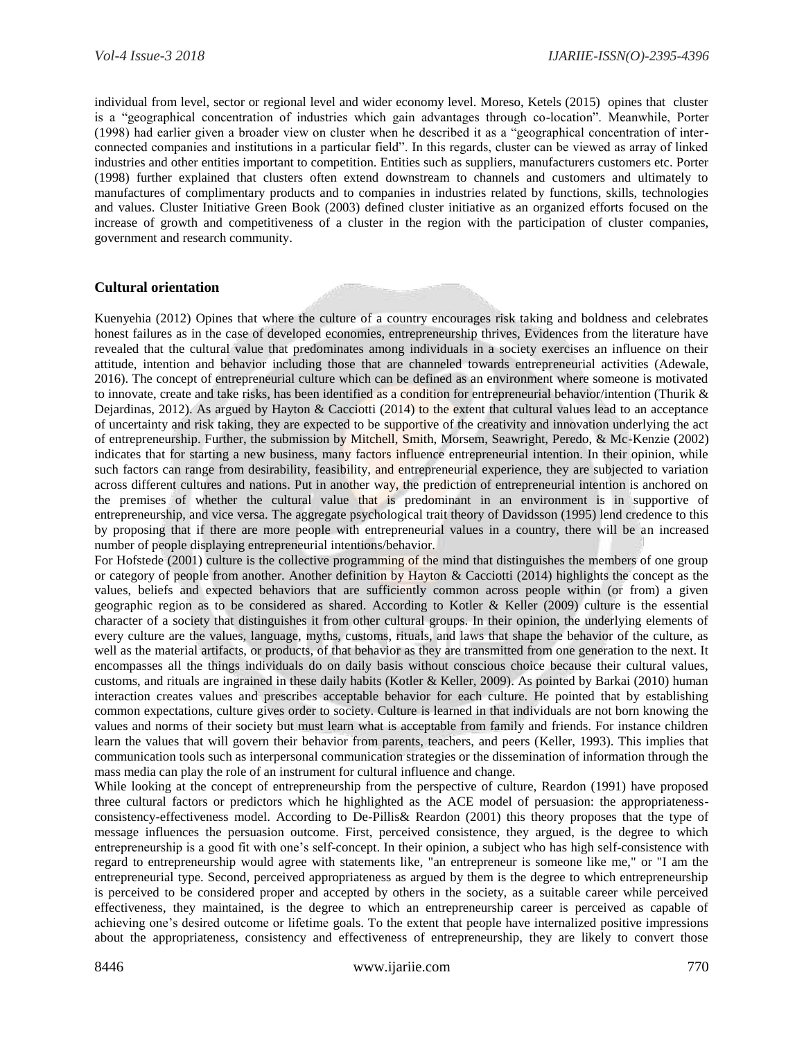individual from level, sector or regional level and wider economy level. Moreso, Ketels (2015) opines that cluster is a "geographical concentration of industries which gain advantages through co-location". Meanwhile, Porter (1998) had earlier given a broader view on cluster when he described it as a "geographical concentration of inter-connected companies and institutions in a particular field". In this regards, cluster can be viewed as array of linked industries and other entities important to competition. Entities such as suppliers, manufacturers customers etc. Porter (1998) further explained that clusters often extend downstream to channels and customers and ultimately to manufactures of complimentary products and to companies in industries related by functions, skills, technologies and values. Cluster Initiative Green Book (2003) defined cluster initiative as an organized efforts focused on the increase of growth and competitiveness of a cluster in the region with the participation of cluster companies, government and research community.

## Cultural orientation

Kuenyehia (2012) Opines that where the culture of a country encourages risk taking and boldness and celebrates honest failures as in the case of developed economies, entrepreneurship thrives, Evidences from the literature have revealed that the cultural value that predominates among individuals in a society exercises an influence on their attitude, intention and behavior including those that are channeled towards entrepreneurial activities (Adewale, 2016). The concept of entrepreneurial culture which can be defined as an environment where someone is motivated to innovate, create and take risks, has been identified as a condition for entrepreneurial behavior/intention (Thurik & Dejardinas, 2012). As argued by Hayton & Cacciotti (2014) to the extent that cultural values lead to an acceptance of uncertainty and risk taking, they are expected to be supportive of the creativity and innovation underlying the act of entrepreneurship. Further, the submission by Mitchell, Smith, Morsem, Seawright, Peredo, & Mc-Kenzie (2002) indicates that for starting a new business, many factors influence entrepreneurial intention. In their opinion, while such factors can range from desirability, feasibility, and entrepreneurial experience, they are subjected to variation across different cultures and nations. Put in another way, the prediction of entrepreneurial intention is anchored on the premises of whether the cultural value that is predominant in an environment is in supportive of entrepreneurship, and vice versa. The aggregate psychological trait theory of Davidsson (1995) lend credence to this by proposing that if there are more people with entrepreneurial values in a country, there will be an increased number of people displaying entrepreneurial intentions/behavior.

For Hofstede (2001) culture is the collective programming of the mind that distinguishes the members of one group or category of people from another. Another definition by Hayton & Cacciotti (2014) highlights the concept as the values, beliefs and expected behaviors that are sufficiently common across people within (or from) a given geographic region as to be considered as shared. According to Kotler & Keller (2009) culture is the essential character of a society that distinguishes it from other cultural groups. In their opinion, the underlying elements of every culture are the values, language, myths, customs, rituals, and laws that shape the behavior of the culture, as well as the material artifacts, or products, of that behavior as they are transmitted from one generation to the next. It encompasses all the things individuals do on daily basis without conscious choice because their cultural values, customs, and rituals are ingrained in these daily habits (Kotler & Keller, 2009). As pointed by Barkai (2010) human interaction creates values and prescribes acceptable behavior for each culture. He pointed that by establishing common expectations, culture gives order to society. Culture is learned in that individuals are not born knowing the values and norms of their society but must learn what is acceptable from family and friends. For instance children learn the values that will govern their behavior from parents, teachers, and peers (Keller, 1993). This implies that communication tools such as interpersonal communication strategies or the dissemination of information through the mass media can play the role of an instrument for cultural influence and change.

While looking at the concept of entrepreneurship from the perspective of culture, Reardon (1991) have proposed three cultural factors or predictors which he highlighted as the ACE model of persuasion: the appropriateness-consistency-effectiveness model. According to De-Pillis& Reardon (2001) this theory proposes that the type of message influences the persuasion outcome. First, perceived consistence, they argued, is the degree to which entrepreneurship is a good fit with one's self-concept. In their opinion, a subject who has high self-consistence with regard to entrepreneurship would agree with statements like, "an entrepreneur is someone like me," or "I am the entrepreneurial type. Second, perceived appropriateness as argued by them is the degree to which entrepreneurship is perceived to be considered proper and accepted by others in the society, as a suitable career while perceived effectiveness, they maintained, is the degree to which an entrepreneurship career is perceived as capable of achieving one's desired outcome or lifetime goals. To the extent that people have internalized positive impressions about the appropriateness, consistency and effectiveness of entrepreneurship, they are likely to convert those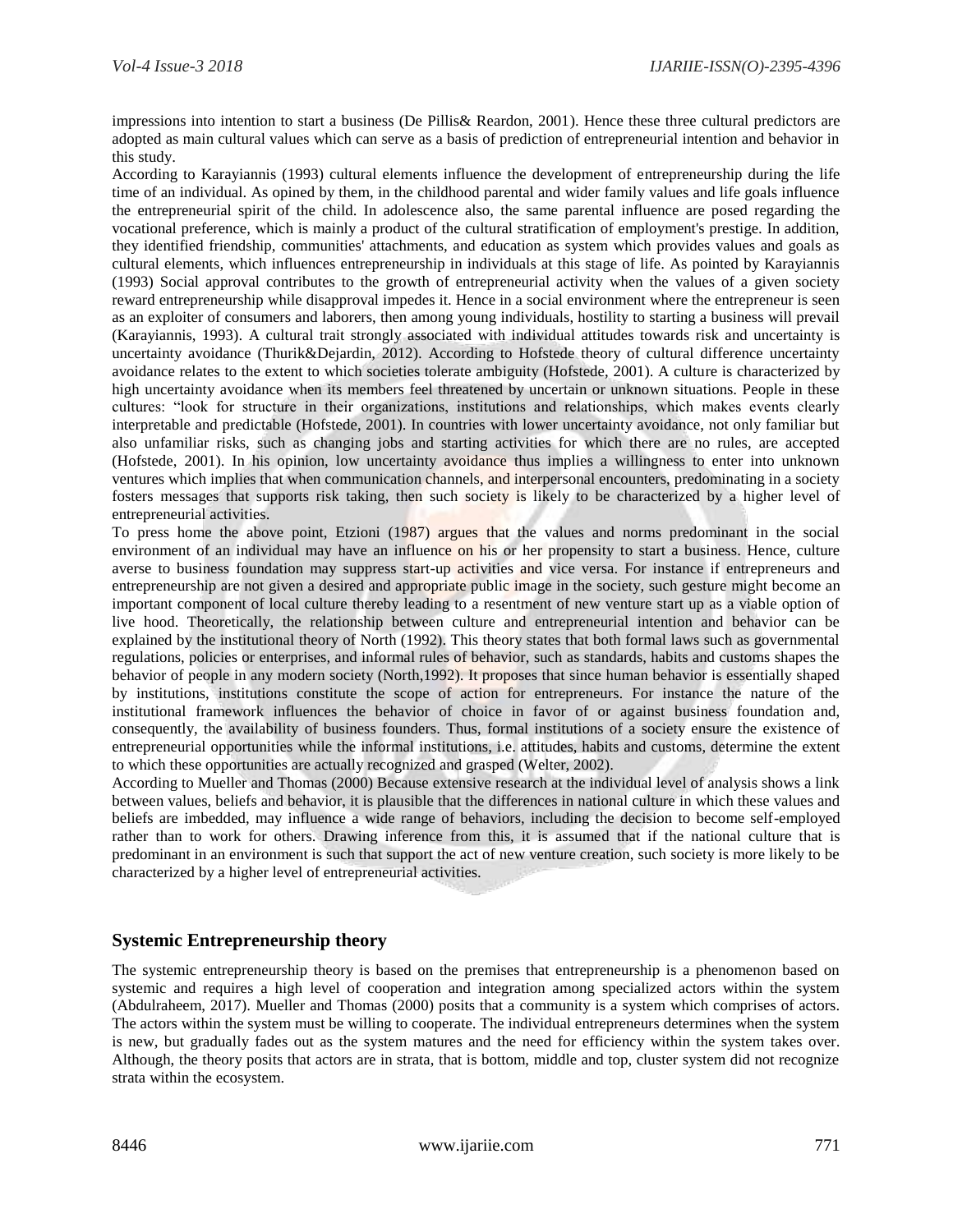impressions into intention to start a business (De Pillis& Reardon, 2001). Hence these three cultural predictors are adopted as main cultural values which can serve as a basis of prediction of entrepreneurial intention and behavior in this study.

According to Karayiannis (1993) cultural elements influence the development of entrepreneurship during the life time of an individual. As opined by them, in the childhood parental and wider family values and life goals influence the entrepreneurial spirit of the child. In adolescence also, the same parental influence are posed regarding the vocational preference, which is mainly a product of the cultural stratification of employment's prestige. In addition, they identified friendship, communities' attachments, and education as system which provides values and goals as cultural elements, which influences entrepreneurship in individuals at this stage of life. As pointed by Karayiannis (1993) Social approval contributes to the growth of entrepreneurial activity when the values of a given society reward entrepreneurship while disapproval impedes it. Hence in a social environment where the entrepreneur is seen as an exploiter of consumers and laborers, then among young individuals, hostility to starting a business will prevail (Karayiannis, 1993). A cultural trait strongly associated with individual attitudes towards risk and uncertainty is uncertainty avoidance (Thurik&Dejardin, 2012). According to Hofstede theory of cultural difference uncertainty avoidance relates to the extent to which societies tolerate ambiguity (Hofstede, 2001). A culture is characterized by high uncertainty avoidance when its members feel threatened by uncertain or unknown situations. People in these cultures: "look for structure in their organizations, institutions and relationships, which makes events clearly interpretable and predictable (Hofstede, 2001). In countries with lower uncertainty avoidance, not only familiar but also unfamiliar risks, such as changing jobs and starting activities for which there are no rules, are accepted (Hofstede, 2001). In his opinion, low uncertainty avoidance thus implies a willingness to enter into unknown ventures which implies that when communication channels, and interpersonal encounters, predominating in a society fosters messages that supports risk taking, then such society is likely to be characterized by a higher level of entrepreneurial activities.

To press home the above point, Etzioni (1987) argues that the values and norms predominant in the social environment of an individual may have an influence on his or her propensity to start a business. Hence, culture averse to business foundation may suppress start-up activities and vice versa. For instance if entrepreneurs and entrepreneurship are not given a desired and appropriate public image in the society, such gesture might become an important component of local culture thereby leading to a resentment of new venture start up as a viable option of live hood. Theoretically, the relationship between culture and entrepreneurial intention and behavior can be explained by the institutional theory of North (1992). This theory states that both formal laws such as governmental regulations, policies or enterprises, and informal rules of behavior, such as standards, habits and customs shapes the behavior of people in any modern society (North,1992). It proposes that since human behavior is essentially shaped by institutions, institutions constitute the scope of action for entrepreneurs. For instance the nature of the institutional framework influences the behavior of choice in favor of or against business foundation and, consequently, the availability of business founders. Thus, formal institutions of a society ensure the existence of entrepreneurial opportunities while the informal institutions, i.e. attitudes, habits and customs, determine the extent to which these opportunities are actually recognized and grasped (Welter, 2002).

According to Mueller and Thomas (2000) Because extensive research at the individual level of analysis shows a link between values, beliefs and behavior, it is plausible that the differences in national culture in which these values and beliefs are imbedded, may influence a wide range of behaviors, including the decision to become self-employed rather than to work for others. Drawing inference from this, it is assumed that if the national culture that is predominant in an environment is such that support the act of new venture creation, such society is more likely to be characterized by a higher level of entrepreneurial activities.

## Systemic Entrepreneurship theory

The systemic entrepreneurship theory is based on the premises that entrepreneurship is a phenomenon based on systemic and requires a high level of cooperation and integration among specialized actors within the system (Abdulraheem, 2017). Mueller and Thomas (2000) posits that a community is a system which comprises of actors. The actors within the system must be willing to cooperate. The individual entrepreneurs determines when the system is new, but gradually fades out as the system matures and the need for efficiency within the system takes over. Although, the theory posits that actors are in strata, that is bottom, middle and top, cluster system did not recognize strata within the ecosystem.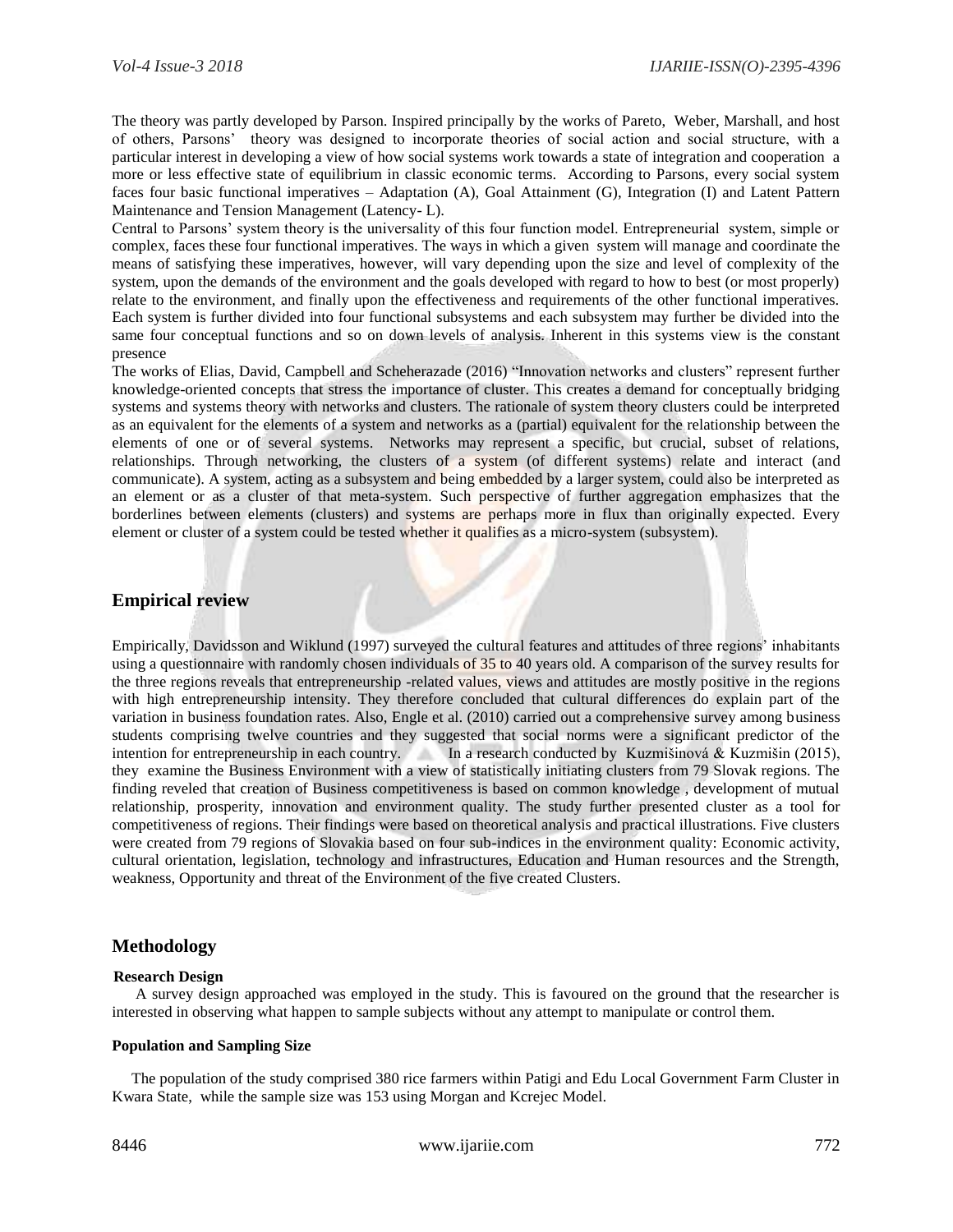The theory was partly developed by Parson. Inspired principally by the works of Pareto, Weber, Marshall, and host of others, Parsons' theory was designed to incorporate theories of social action and social structure, with a particular interest in developing a view of how social systems work towards a state of integration and cooperation a more or less effective state of equilibrium in classic economic terms. According to Parsons, every social system faces four basic functional imperatives – Adaptation (A), Goal Attainment (G), Integration (I) and Latent Pattern Maintenance and Tension Management (Latency- L).

Central to Parsons' system theory is the universality of this four function model. Entrepreneurial system, simple or complex, faces these four functional imperatives. The ways in which a given system will manage and coordinate the means of satisfying these imperatives, however, will vary depending upon the size and level of complexity of the system, upon the demands of the environment and the goals developed with regard to how to best (or most properly) relate to the environment, and finally upon the effectiveness and requirements of the other functional imperatives. Each system is further divided into four functional subsystems and each subsystem may further be divided into the same four conceptual functions and so on down levels of analysis. Inherent in this systems view is the constant presence

The works of Elias, David, Campbell and Scheherazade (2016) "Innovation networks and clusters" represent further knowledge-oriented concepts that stress the importance of cluster. This creates a demand for conceptually bridging systems and systems theory with networks and clusters. The rationale of system theory clusters could be interpreted as an equivalent for the elements of a system and networks as a (partial) equivalent for the relationship between the elements of one or of several systems. Networks may represent a specific, but crucial, subset of relations, relationships. Through networking, the clusters of a system (of different systems) relate and interact (and communicate). A system, acting as a subsystem and being embedded by a larger system, could also be interpreted as an element or as a cluster of that meta-system. Such perspective of further aggregation emphasizes that the borderlines between elements (clusters) and systems are perhaps more in flux than originally expected. Every element or cluster of a system could be tested whether it qualifies as a micro-system (subsystem).

## Empirical review

Empirically, Davidsson and Wiklund (1997) surveyed the cultural features and attitudes of three regions' inhabitants using a questionnaire with randomly chosen individuals of 35 to 40 years old. A comparison of the survey results for the three regions reveals that entrepreneurship -related values, views and attitudes are mostly positive in the regions with high entrepreneurship intensity. They therefore concluded that cultural differences do explain part of the variation in business foundation rates. Also, Engle et al. (2010) carried out a comprehensive survey among business students comprising twelve countries and they suggested that social norms were a significant predictor of the intention for entrepreneurship in each country. In a research conducted by Kuzmišinová & Kuzmišin (2015), they examine the Business Environment with a view of statistically initiating clusters from 79 Slovak regions. The finding reveled that creation of Business competitiveness is based on common knowledge , development of mutual relationship, prosperity, innovation and environment quality. The study further presented cluster as a tool for competitiveness of regions. Their findings were based on theoretical analysis and practical illustrations. Five clusters were created from 79 regions of Slovakia based on four sub-indices in the environment quality: Economic activity, cultural orientation, legislation, technology and infrastructures, Education and Human resources and the Strength, weakness, Opportunity and threat of the Environment of the five created Clusters.

## Methodology

### Research Design

A survey design approached was employed in the study. This is favoured on the ground that the researcher is interested in observing what happen to sample subjects without any attempt to manipulate or control them.

### Population and Sampling Size

The population of the study comprised 380 rice farmers within Patigi and Edu Local Government Farm Cluster in Kwara State, while the sample size was 153 using Morgan and Kcrejec Model.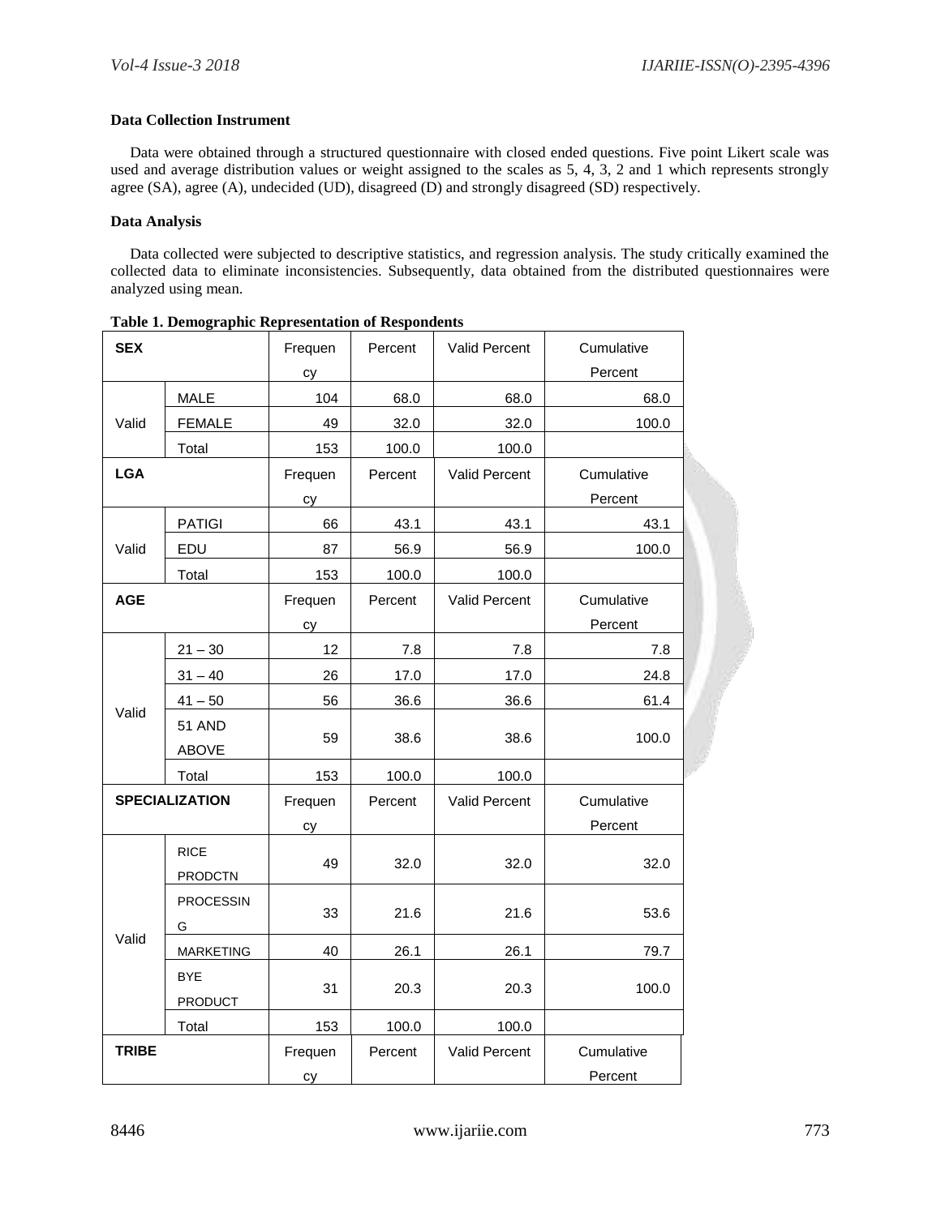**Data Collection Instrument**

Data were obtained through a structured questionnaire with closed ended questions. Five point Likert scale was used and average distribution values or weight assigned to the scales as 5, 4, 3, 2 and 1 which represents strongly agree (SA), agree (A), undecided (UD), disagreed (D) and strongly disagreed (SD) respectively.

**Data Analysis**

Data collected were subjected to descriptive statistics, and regression analysis. The study critically examined the collected data to eliminate inconsistencies. Subsequently, data obtained from the distributed questionnaires were analyzed using mean.

**Table 1. Demographic Representation of Respondents**

| **SEX** | | Frequency | Percent | Valid Percent | Cumulative Percent |
|---|---|---|---|---|---|
| Valid | MALE | 104 | 68.0 | 68.0 | 68.0 |
| | FEMALE | 49 | 32.0 | 32.0 | 100.0 |
| | Total | 153 | 100.0 | 100.0 | |
| **LGA** | | Frequency | Percent | Valid Percent | Cumulative Percent |
| Valid | PATIGI | 66 | 43.1 | 43.1 | 43.1 |
| | EDU | 87 | 56.9 | 56.9 | 100.0 |
| | Total | 153 | 100.0 | 100.0 | |
| **AGE** | | Frequency | Percent | Valid Percent | Cumulative Percent |
| Valid | 21 – 30 | 12 | 7.8 | 7.8 | 7.8 |
| | 31 – 40 | 26 | 17.0 | 17.0 | 24.8 |
| | 41 – 50 | 56 | 36.6 | 36.6 | 61.4 |
| | 51 AND ABOVE | 59 | 38.6 | 38.6 | 100.0 |
| | Total | 153 | 100.0 | 100.0 | |
| **SPECIALIZATION** | | Frequency | Percent | Valid Percent | Cumulative Percent |
| Valid | RICE PRODCTN | 49 | 32.0 | 32.0 | 32.0 |
| | PROCESSING | 33 | 21.6 | 21.6 | 53.6 |
| | MARKETING | 40 | 26.1 | 26.1 | 79.7 |
| | BYE PRODUCT | 31 | 20.3 | 20.3 | 100.0 |
| | Total | 153 | 100.0 | 100.0 | |
| **TRIBE** | | Frequency | Percent | Valid Percent | Cumulative Percent |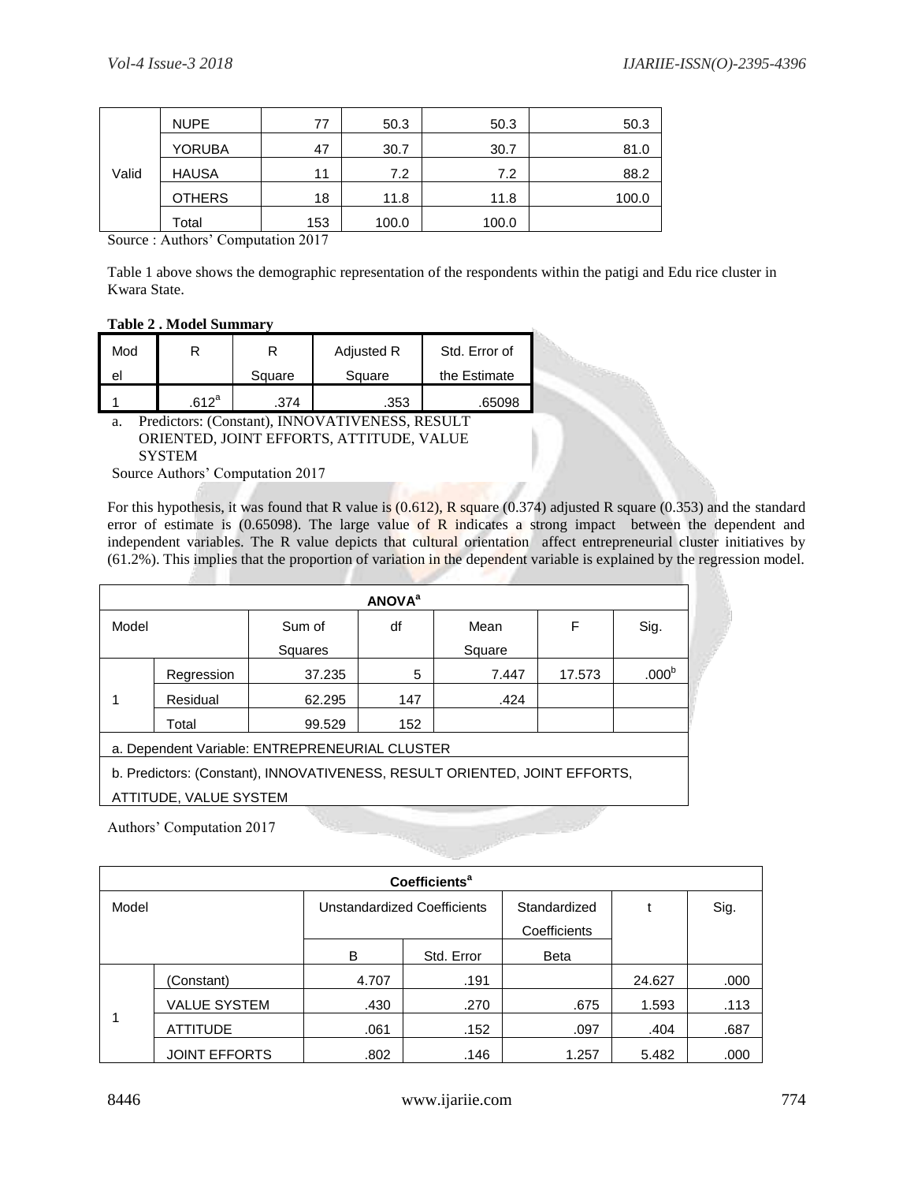| | | | | | |
|---|---|---|---|---|---|
| Valid | NUPE | 77 | 50.3 | 50.3 | 50.3 |
| | YORUBA | 47 | 30.7 | 30.7 | 81.0 |
| | HAUSA | 11 | 7.2 | 7.2 | 88.2 |
| | OTHERS | 18 | 11.8 | 11.8 | 100.0 |
| | Total | 153 | 100.0 | 100.0 | |

Source : Authors' Computation 2017

Table 1 above shows the demographic representation of the respondents within the patigi and Edu rice cluster in Kwara State.

**Table 2 . Model Summary**

| Model | R | R Square | Adjusted R Square | Std. Error of the Estimate |
|---|---|---|---|---|
| 1 | .612[a] | .374 | .353 | .65098 |

a. Predictors: (Constant), INNOVATIVENESS, RESULT ORIENTED, JOINT EFFORTS, ATTITUDE, VALUE SYSTEM

Source Authors' Computation 2017

For this hypothesis, it was found that R value is (0.612), R square (0.374) adjusted R square (0.353) and the standard error of estimate is (0.65098). The large value of R indicates a strong impact between the dependent and independent variables. The R value depicts that cultural orientation affect entrepreneurial cluster initiatives by (61.2%). This implies that the proportion of variation in the dependent variable is explained by the regression model.

**ANOVA[a]**

| Model | | Sum of Squares | df | Mean Square | F | Sig. |
|---|---|---|---|---|---|---|
| 1 | Regression | 37.235 | 5 | 7.447 | 17.573 | .000[b] |
| | Residual | 62.295 | 147 | .424 | | |
| | Total | 99.529 | 152 | | | |

a. Dependent Variable: ENTREPRENEURIAL CLUSTER

b. Predictors: (Constant), INNOVATIVENESS, RESULT ORIENTED, JOINT EFFORTS, ATTITUDE, VALUE SYSTEM

Authors' Computation 2017

**Coefficients[a]**

| Model | | Unstandardized Coefficients | | Standardized Coefficients | t | Sig. |
|---|---|---|---|---|---|---|
| | | B | Std. Error | Beta | | |
| 1 | (Constant) | 4.707 | .191 | | 24.627 | .000 |
| | VALUE SYSTEM | .430 | .270 | .675 | 1.593 | .113 |
| | ATTITUDE | .061 | .152 | .097 | .404 | .687 |
| | JOINT EFFORTS | .802 | .146 | 1.257 | 5.482 | .000 |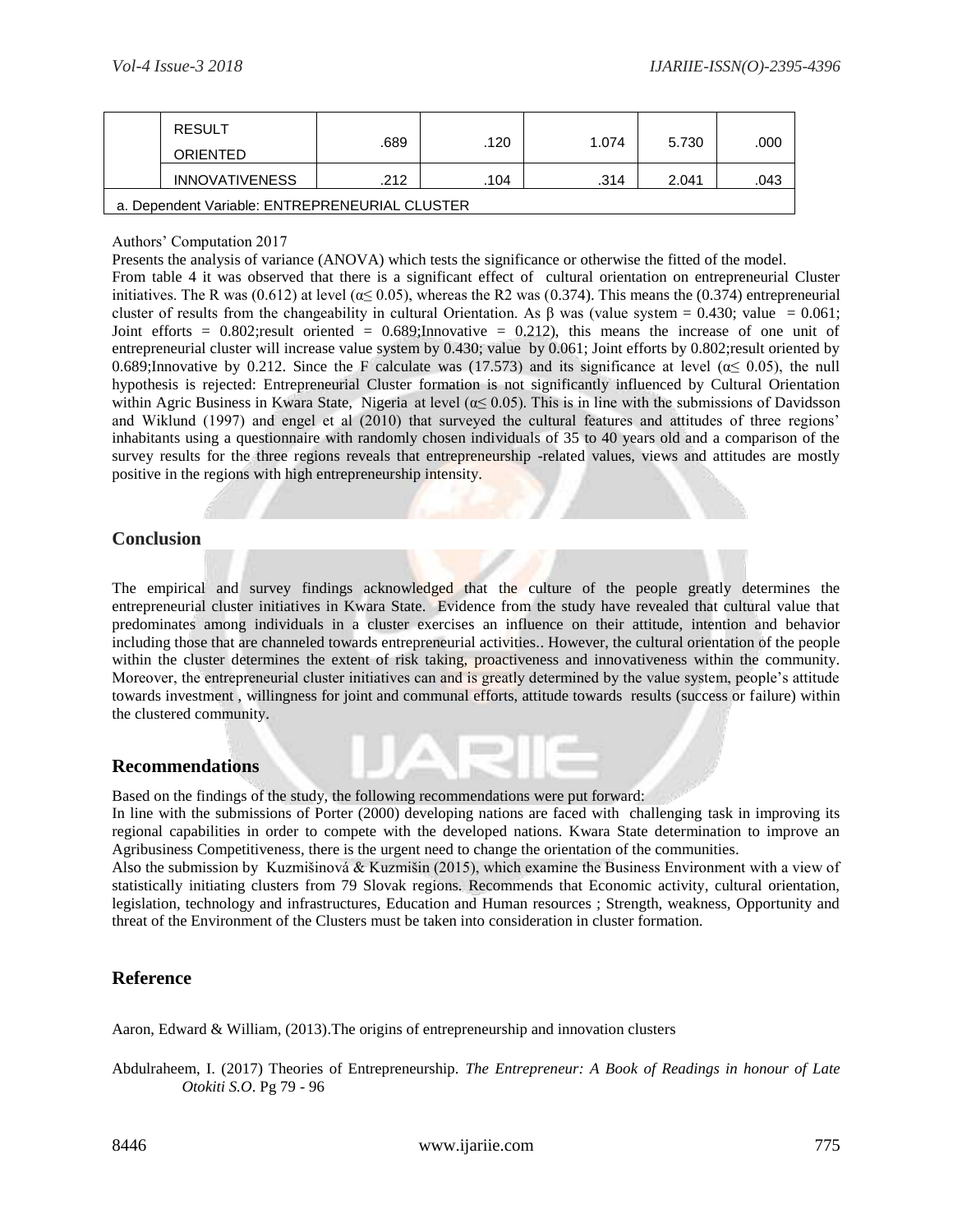| | RESULT ORIENTED | .689 | .120 | 1.074 | 5.730 | .000 |
|---|---|---|---|---|---|---|
| | INNOVATIVENESS | .212 | .104 | .314 | 2.041 | .043 |
| a. Dependent Variable: ENTREPRENEURIAL CLUSTER | | | | | | |

Authors' Computation 2017

Presents the analysis of variance (ANOVA) which tests the significance or otherwise the fitted of the model.

From table 4 it was observed that there is a significant effect of cultural orientation on entrepreneurial Cluster initiatives. The R was (0.612) at level ($\alpha \leq 0.05$), whereas the R2 was (0.374). This means the (0.374) entrepreneurial cluster of results from the changeability in cultural Orientation. As β was (value system = 0.430; value = 0.061; Joint efforts = 0.802;result oriented = 0.689;Innovative = 0.212), this means the increase of one unit of entrepreneurial cluster will increase value system by 0.430; value by 0.061; Joint efforts by 0.802;result oriented by 0.689;Innovative by 0.212. Since the F calculate was (17.573) and its significance at level ($\alpha \leq 0.05$), the null hypothesis is rejected: Entrepreneurial Cluster formation is not significantly influenced by Cultural Orientation within Agric Business in Kwara State, Nigeria at level ($\alpha \leq 0.05$). This is in line with the submissions of Davidsson and Wiklund (1997) and engel et al (2010) that surveyed the cultural features and attitudes of three regions' inhabitants using a questionnaire with randomly chosen individuals of 35 to 40 years old and a comparison of the survey results for the three regions reveals that entrepreneurship -related values, views and attitudes are mostly positive in the regions with high entrepreneurship intensity.

## Conclusion

The empirical and survey findings acknowledged that the culture of the people greatly determines the entrepreneurial cluster initiatives in Kwara State. Evidence from the study have revealed that cultural value that predominates among individuals in a cluster exercises an influence on their attitude, intention and behavior including those that are channeled towards entrepreneurial activities.. However, the cultural orientation of the people within the cluster determines the extent of risk taking, proactiveness and innovativeness within the community. Moreover, the entrepreneurial cluster initiatives can and is greatly determined by the value system, people's attitude towards investment , willingness for joint and communal efforts, attitude towards results (success or failure) within the clustered community.

## Recommendations

Based on the findings of the study, the following recommendations were put forward:

In line with the submissions of Porter (2000) developing nations are faced with challenging task in improving its regional capabilities in order to compete with the developed nations. Kwara State determination to improve an Agribusiness Competitiveness, there is the urgent need to change the orientation of the communities.

Also the submission by Kuzmišinová & Kuzmišin (2015), which examine the Business Environment with a view of statistically initiating clusters from 79 Slovak regions. Recommends that Economic activity, cultural orientation, legislation, technology and infrastructures, Education and Human resources ; Strength, weakness, Opportunity and threat of the Environment of the Clusters must be taken into consideration in cluster formation.

## Reference

Aaron, Edward & William, (2013).The origins of entrepreneurship and innovation clusters

Abdulraheem, I. (2017) Theories of Entrepreneurship. *The Entrepreneur: A Book of Readings in honour of Late Otokiti S.O*. Pg 79 - 96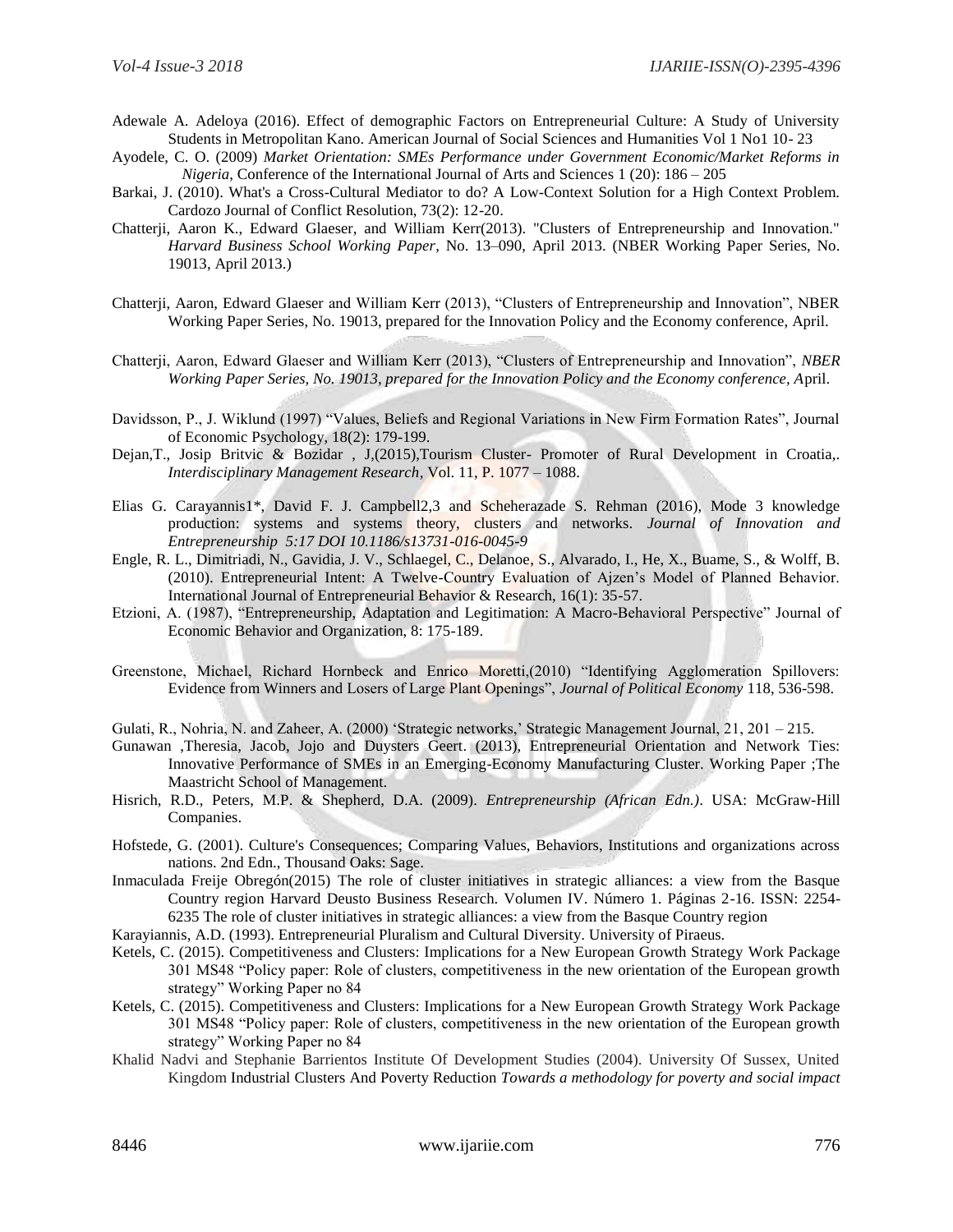Adewale A. Adeloya (2016). Effect of demographic Factors on Entrepreneurial Culture: A Study of University Students in Metropolitan Kano. American Journal of Social Sciences and Humanities Vol 1 No1 10- 23

Ayodele, C. O. (2009) *Market Orientation: SMEs Performance under Government Economic/Market Reforms in Nigeria*, Conference of the International Journal of Arts and Sciences 1 (20): 186 – 205

Barkai, J. (2010). What's a Cross-Cultural Mediator to do? A Low-Context Solution for a High Context Problem. Cardozo Journal of Conflict Resolution, 73(2): 12-20.

Chatterji, Aaron K., Edward Glaeser, and William Kerr(2013). "Clusters of Entrepreneurship and Innovation." *Harvard Business School Working Paper*, No. 13–090, April 2013. (NBER Working Paper Series, No. 19013, April 2013.)

Chatterji, Aaron, Edward Glaeser and William Kerr (2013), "Clusters of Entrepreneurship and Innovation", NBER Working Paper Series, No. 19013, prepared for the Innovation Policy and the Economy conference, April.

Chatterji, Aaron, Edward Glaeser and William Kerr (2013), "Clusters of Entrepreneurship and Innovation", *NBER Working Paper Series, No. 19013, prepared for the Innovation Policy and the Economy conference, A*pril.

Davidsson, P., J. Wiklund (1997) "Values, Beliefs and Regional Variations in New Firm Formation Rates", Journal of Economic Psychology, 18(2): 179-199.

Dejan,T., Josip Britvic & Bozidar , J,(2015),Tourism Cluster- Promoter of Rural Development in Croatia,. *Interdisciplinary Management Research*, Vol. 11, P. 1077 – 1088.

Elias G. Carayannis1*, David F. J. Campbell2,3 and Scheherazade S. Rehman (2016), Mode 3 knowledge production: systems and systems theory, clusters and networks. *Journal of Innovation and Entrepreneurship 5:17 DOI 10.1186/s13731-016-0045-9*

Engle, R. L., Dimitriadi, N., Gavidia, J. V., Schlaegel, C., Delanoe, S., Alvarado, I., He, X., Buame, S., & Wolff, B. (2010). Entrepreneurial Intent: A Twelve-Country Evaluation of Ajzen's Model of Planned Behavior. International Journal of Entrepreneurial Behavior & Research, 16(1): 35-57.

Etzioni, A. (1987), "Entrepreneurship, Adaptation and Legitimation: A Macro-Behavioral Perspective" Journal of Economic Behavior and Organization, 8: 175-189.

Greenstone, Michael, Richard Hornbeck and Enrico Moretti,(2010) "Identifying Agglomeration Spillovers: Evidence from Winners and Losers of Large Plant Openings", *Journal of Political Economy* 118, 536-598.

Gulati, R., Nohria, N. and Zaheer, A. (2000) 'Strategic networks,' Strategic Management Journal, 21, 201 – 215.

Gunawan ,Theresia, Jacob, Jojo and Duysters Geert. (2013), Entrepreneurial Orientation and Network Ties: Innovative Performance of SMEs in an Emerging-Economy Manufacturing Cluster. Working Paper ;The Maastricht School of Management.

Hisrich, R.D., Peters, M.P. & Shepherd, D.A. (2009). *Entrepreneurship (African Edn.)*. USA: McGraw-Hill Companies.

Hofstede, G. (2001). Culture's Consequences; Comparing Values, Behaviors, Institutions and organizations across nations. 2nd Edn., Thousand Oaks: Sage.

Inmaculada Freije Obregón(2015) The role of cluster initiatives in strategic alliances: a view from the Basque Country region Harvard Deusto Business Research. Volumen IV. Número 1. Páginas 2-16. ISSN: 2254-6235 The role of cluster initiatives in strategic alliances: a view from the Basque Country region

Karayiannis, A.D. (1993). Entrepreneurial Pluralism and Cultural Diversity. University of Piraeus.

Ketels, C. (2015). Competitiveness and Clusters: Implications for a New European Growth Strategy Work Package 301 MS48 "Policy paper: Role of clusters, competitiveness in the new orientation of the European growth strategy" Working Paper no 84

Ketels, C. (2015). Competitiveness and Clusters: Implications for a New European Growth Strategy Work Package 301 MS48 "Policy paper: Role of clusters, competitiveness in the new orientation of the European growth strategy" Working Paper no 84

Khalid Nadvi and Stephanie Barrientos Institute Of Development Studies (2004). University Of Sussex, United Kingdom Industrial Clusters And Poverty Reduction *Towards a methodology for poverty and social impact*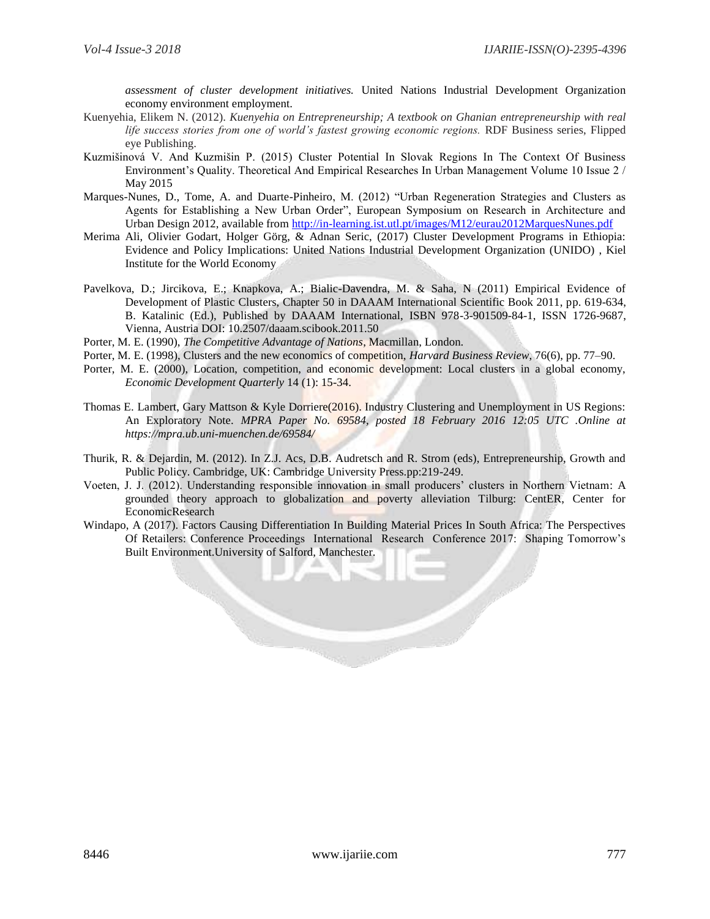*assessment of cluster development initiatives.* United Nations Industrial Development Organization economy environment employment.

Kuenyehia, Elikem N. (2012). *Kuenyehia on Entrepreneurship; A textbook on Ghanian entrepreneurship with real life success stories from one of world's fastest growing economic regions.* RDF Business series, Flipped eye Publishing.

Kuzmišinová V. And Kuzmišin P. (2015) Cluster Potential In Slovak Regions In The Context Of Business Environment's Quality. Theoretical And Empirical Researches In Urban Management Volume 10 Issue 2 / May 2015

Marques-Nunes, D., Tome, A. and Duarte-Pinheiro, M. (2012) "Urban Regeneration Strategies and Clusters as Agents for Establishing a New Urban Order", European Symposium on Research in Architecture and Urban Design 2012, available from http://in-learning.ist.utl.pt/images/M12/eurau2012MarquesNunes.pdf

Merima Ali, Olivier Godart, Holger Görg, & Adnan Seric, (2017) Cluster Development Programs in Ethiopia: Evidence and Policy Implications: United Nations Industrial Development Organization (UNIDO) , Kiel Institute for the World Economy

Pavelkova, D.; Jircikova, E.; Knapkova, A.; Bialic-Davendra, M. & Saha, N (2011) Empirical Evidence of Development of Plastic Clusters, Chapter 50 in DAAAM International Scientific Book 2011, pp. 619-634, B. Katalinic (Ed.), Published by DAAAM International, ISBN 978-3-901509-84-1, ISSN 1726-9687, Vienna, Austria DOI: 10.2507/daaam.scibook.2011.50

Porter, M. E. (1990), *The Competitive Advantage of Nations*, Macmillan, London.

Porter, M. E. (1998), Clusters and the new economics of competition, *Harvard Business Review*, 76(6), pp. 77–90.

Porter, M. E. (2000), Location, competition, and economic development: Local clusters in a global economy, *Economic Development Quarterly* 14 (1): 15-34.

Thomas E. Lambert, Gary Mattson & Kyle Dorriere(2016). Industry Clustering and Unemployment in US Regions: An Exploratory Note. *MPRA Paper No. 69584, posted 18 February 2016 12:05 UTC .Online at https://mpra.ub.uni-muenchen.de/69584/*

Thurik, R. & Dejardin, M. (2012). In Z.J. Acs, D.B. Audretsch and R. Strom (eds), Entrepreneurship, Growth and Public Policy. Cambridge, UK: Cambridge University Press.pp:219-249.

Voeten, J. J. (2012). Understanding responsible innovation in small producers' clusters in Northern Vietnam: A grounded theory approach to globalization and poverty alleviation Tilburg: CentER, Center for EconomicResearch

Windapo, A (2017). Factors Causing Differentiation In Building Material Prices In South Africa: The Perspectives Of Retailers: Conference Proceedings International Research Conference 2017: Shaping Tomorrow's Built Environment.University of Salford, Manchester.